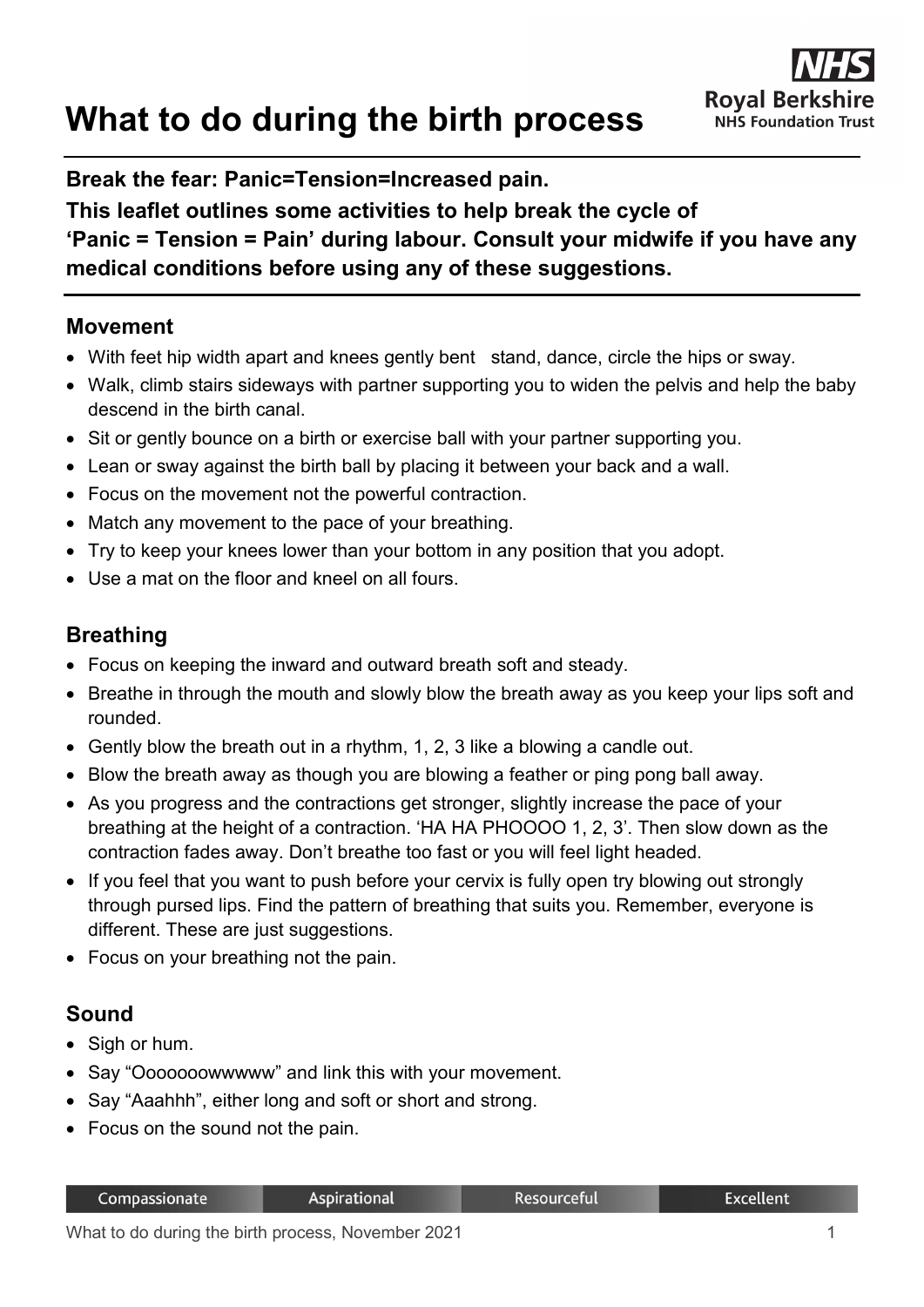# What to do during the birth process

Royal Berkshire NHS Foundation Trust

**Break the fear: Panic=Tension=Increased pain.**
**This leaflet outlines some activities to help break the cycle of 'Panic = Tension = Pain' during labour. Consult your midwife if you have any medical conditions before using any of these suggestions.**

## Movement

- With feet hip width apart and knees gently bent stand, dance, circle the hips or sway.
- Walk, climb stairs sideways with partner supporting you to widen the pelvis and help the baby descend in the birth canal.
- Sit or gently bounce on a birth or exercise ball with your partner supporting you.
- Lean or sway against the birth ball by placing it between your back and a wall.
- Focus on the movement not the powerful contraction.
- Match any movement to the pace of your breathing.
- Try to keep your knees lower than your bottom in any position that you adopt.
- Use a mat on the floor and kneel on all fours.

## Breathing

- Focus on keeping the inward and outward breath soft and steady.
- Breathe in through the mouth and slowly blow the breath away as you keep your lips soft and rounded.
- Gently blow the breath out in a rhythm, 1, 2, 3 like a blowing a candle out.
- Blow the breath away as though you are blowing a feather or ping pong ball away.
- As you progress and the contractions get stronger, slightly increase the pace of your breathing at the height of a contraction. 'HA HA PHOOOO 1, 2, 3'. Then slow down as the contraction fades away. Don't breathe too fast or you will feel light headed.
- If you feel that you want to push before your cervix is fully open try blowing out strongly through pursed lips. Find the pattern of breathing that suits you. Remember, everyone is different. These are just suggestions.
- Focus on your breathing not the pain.

## Sound

- Sigh or hum.
- Say "Oooooowwwww" and link this with your movement.
- Say "Aaahhh", either long and soft or short and strong.
- Focus on the sound not the pain.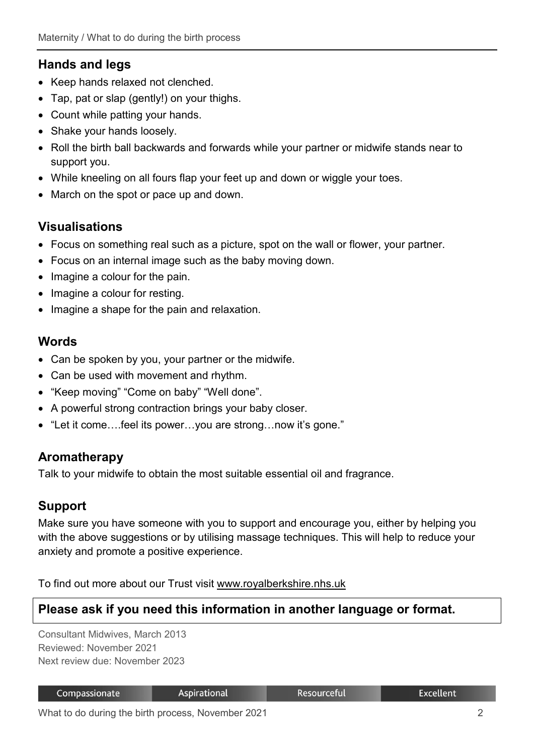## Hands and legs

- Keep hands relaxed not clenched.
- Tap, pat or slap (gently!) on your thighs.
- Count while patting your hands.
- Shake your hands loosely.
- Roll the birth ball backwards and forwards while your partner or midwife stands near to support you.
- While kneeling on all fours flap your feet up and down or wiggle your toes.
- March on the spot or pace up and down.

## Visualisations

- Focus on something real such as a picture, spot on the wall or flower, your partner.
- Focus on an internal image such as the baby moving down.
- Imagine a colour for the pain.
- Imagine a colour for resting.
- Imagine a shape for the pain and relaxation.

## Words

- Can be spoken by you, your partner or the midwife.
- Can be used with movement and rhythm.
- "Keep moving" "Come on baby" "Well done".
- A powerful strong contraction brings your baby closer.
- "Let it come….feel its power…you are strong…now it's gone."

## Aromatherapy

Talk to your midwife to obtain the most suitable essential oil and fragrance.

## Support

Make sure you have someone with you to support and encourage you, either by helping you with the above suggestions or by utilising massage techniques. This will help to reduce your anxiety and promote a positive experience.

To find out more about our Trust visit www.royalberkshire.nhs.uk

**Please ask if you need this information in another language or format.**

Consultant Midwives, March 2013
Reviewed: November 2021
Next review due: November 2023

Compassionate | Aspirational | Resourceful | Excellent